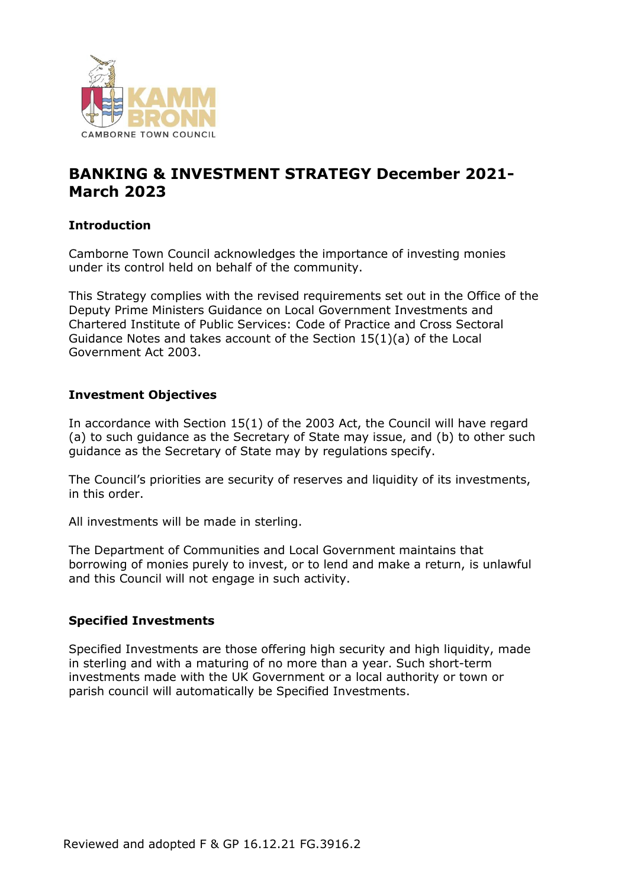# BANKING & INVESTMENT STRATEGY December 2021-March 2023

### Introduction

Camborne Town Council acknowledges the importance of investing monies under its control held on behalf of the community.

This Strategy complies with the revised requirements set out in the Office of the Deputy Prime Ministers Guidance on Local Government Investments and Chartered Institute of Public Services: Code of Practice and Cross Sectoral Guidance Notes and takes account of the Section 15(1)(a) of the Local Government Act 2003.

### Investment Objectives

In accordance with Section 15(1) of the 2003 Act, the Council will have regard (a) to such guidance as the Secretary of State may issue, and (b) to other such guidance as the Secretary of State may by regulations specify.

The Council's priorities are security of reserves and liquidity of its investments, in this order.

All investments will be made in sterling.

The Department of Communities and Local Government maintains that borrowing of monies purely to invest, or to lend and make a return, is unlawful and this Council will not engage in such activity.

### Specified Investments

Specified Investments are those offering high security and high liquidity, made in sterling and with a maturing of no more than a year. Such short-term investments made with the UK Government or a local authority or town or parish council will automatically be Specified Investments.

Reviewed and adopted F & GP 16.12.21 FG.3916.2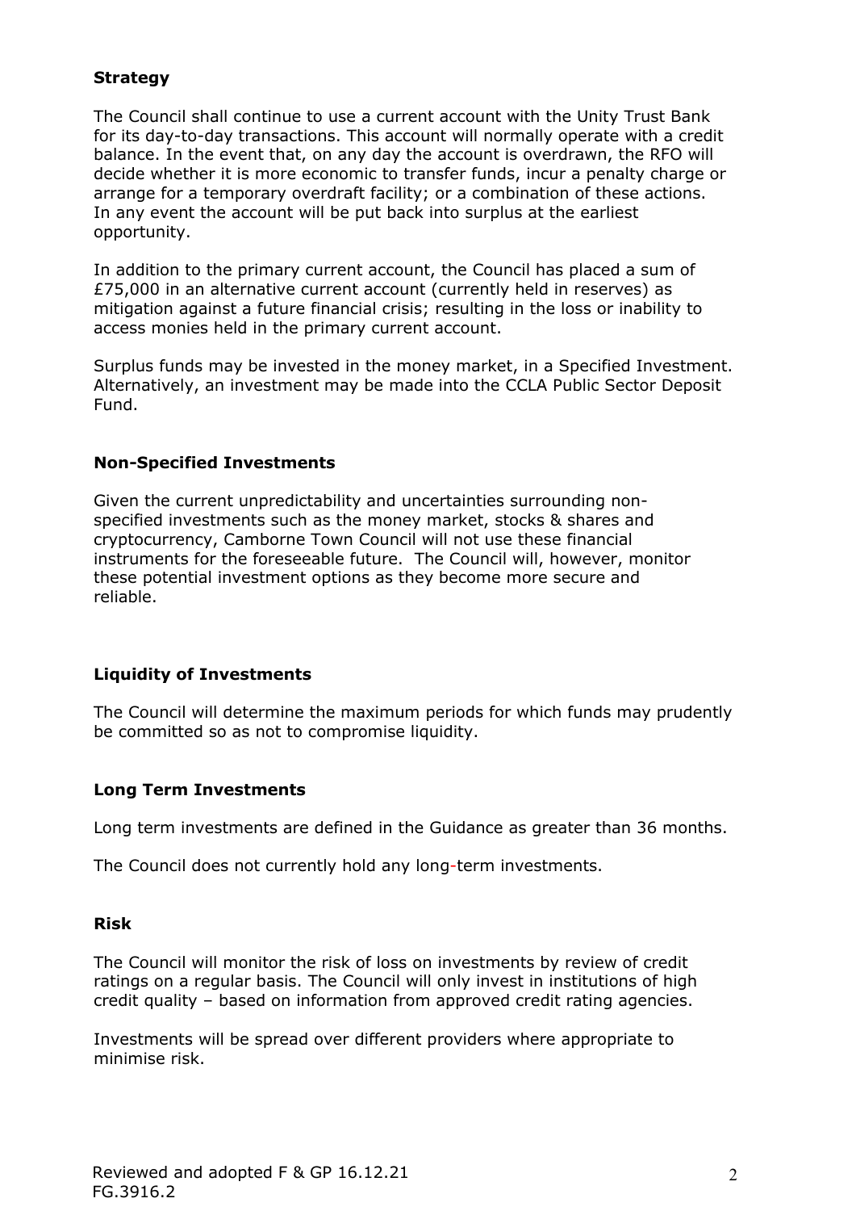### Strategy

The Council shall continue to use a current account with the Unity Trust Bank for its day-to-day transactions. This account will normally operate with a credit balance. In the event that, on any day the account is overdrawn, the RFO will decide whether it is more economic to transfer funds, incur a penalty charge or arrange for a temporary overdraft facility; or a combination of these actions. In any event the account will be put back into surplus at the earliest opportunity.

In addition to the primary current account, the Council has placed a sum of £75,000 in an alternative current account (currently held in reserves) as mitigation against a future financial crisis; resulting in the loss or inability to access monies held in the primary current account.

Surplus funds may be invested in the money market, in a Specified Investment. Alternatively, an investment may be made into the CCLA Public Sector Deposit Fund.

### Non-Specified Investments

Given the current unpredictability and uncertainties surrounding non-specified investments such as the money market, stocks & shares and cryptocurrency, Camborne Town Council will not use these financial instruments for the foreseeable future. The Council will, however, monitor these potential investment options as they become more secure and reliable.

### Liquidity of Investments

The Council will determine the maximum periods for which funds may prudently be committed so as not to compromise liquidity.

### Long Term Investments

Long term investments are defined in the Guidance as greater than 36 months.

The Council does not currently hold any long-term investments.

### Risk

The Council will monitor the risk of loss on investments by review of credit ratings on a regular basis. The Council will only invest in institutions of high credit quality – based on information from approved credit rating agencies.

Investments will be spread over different providers where appropriate to minimise risk.

Reviewed and adopted F & GP 16.12.21
FG.3916.2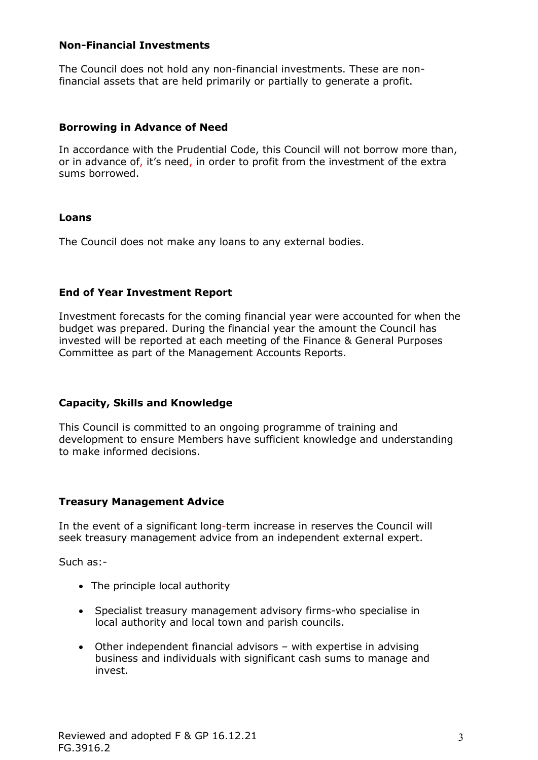**Non-Financial Investments**

The Council does not hold any non-financial investments. These are non-financial assets that are held primarily or partially to generate a profit.

**Borrowing in Advance of Need**

In accordance with the Prudential Code, this Council will not borrow more than, or in advance of, it's need, in order to profit from the investment of the extra sums borrowed.

**Loans**

The Council does not make any loans to any external bodies.

**End of Year Investment Report**

Investment forecasts for the coming financial year were accounted for when the budget was prepared. During the financial year the amount the Council has invested will be reported at each meeting of the Finance & General Purposes Committee as part of the Management Accounts Reports.

**Capacity, Skills and Knowledge**

This Council is committed to an ongoing programme of training and development to ensure Members have sufficient knowledge and understanding to make informed decisions.

**Treasury Management Advice**

In the event of a significant long-term increase in reserves the Council will seek treasury management advice from an independent external expert.

Such as:-

- The principle local authority
- Specialist treasury management advisory firms-who specialise in local authority and local town and parish councils.
- Other independent financial advisors – with expertise in advising business and individuals with significant cash sums to manage and invest.

Reviewed and adopted F & GP 16.12.21
FG.3916.2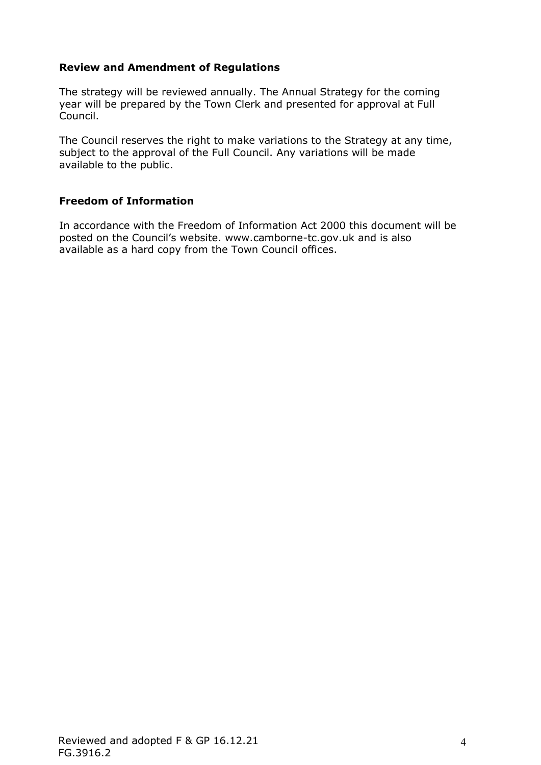**Review and Amendment of Regulations**

The strategy will be reviewed annually. The Annual Strategy for the coming year will be prepared by the Town Clerk and presented for approval at Full Council.

The Council reserves the right to make variations to the Strategy at any time, subject to the approval of the Full Council. Any variations will be made available to the public.

**Freedom of Information**

In accordance with the Freedom of Information Act 2000 this document will be posted on the Council's website. www.camborne-tc.gov.uk and is also available as a hard copy from the Town Council offices.